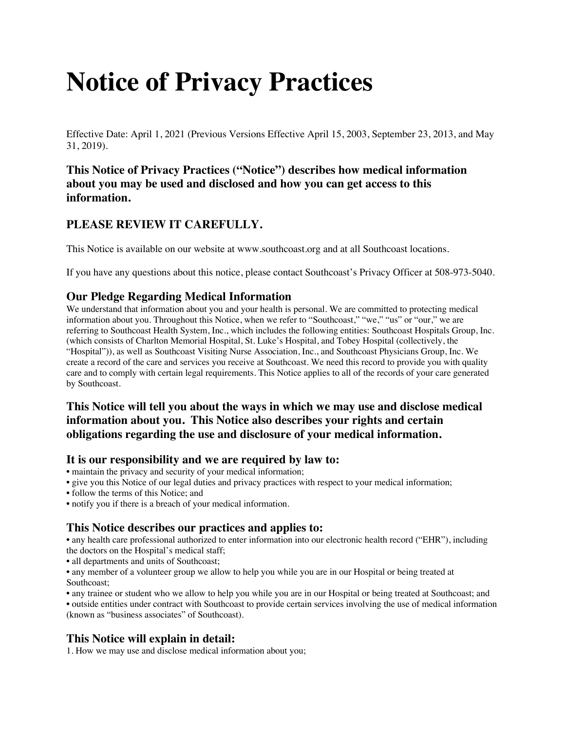# Notice of Privacy Practices

Effective Date: April 1, 2021 (Previous Versions Effective April 15, 2003, September 23, 2013, and May 31, 2019).

### This Notice of Privacy Practices ("Notice") describes how medical information about you may be used and disclosed and how you can get access to this information.

### PLEASE REVIEW IT CAREFULLY.

This Notice is available on our website at www.southcoast.org and at all Southcoast locations.

If you have any questions about this notice, please contact Southcoast's Privacy Officer at 508-973-5040.

## Our Pledge Regarding Medical Information

We understand that information about you and your health is personal. We are committed to protecting medical information about you. Throughout this Notice, when we refer to "Southcoast," "we," "us" or "our," we are referring to Southcoast Health System, Inc., which includes the following entities: Southcoast Hospitals Group, Inc. (which consists of Charlton Memorial Hospital, St. Luke's Hospital, and Tobey Hospital (collectively, the "Hospital")), as well as Southcoast Visiting Nurse Association, Inc., and Southcoast Physicians Group, Inc. We create a record of the care and services you receive at Southcoast. We need this record to provide you with quality care and to comply with certain legal requirements. This Notice applies to all of the records of your care generated by Southcoast.

### This Notice will tell you about the ways in which we may use and disclose medical information about you. This Notice also describes your rights and certain obligations regarding the use and disclosure of your medical information.

## It is our responsibility and we are required by law to:

- maintain the privacy and security of your medical information;
- give you this Notice of our legal duties and privacy practices with respect to your medical information;
- follow the terms of this Notice; and
- notify you if there is a breach of your medical information.

## This Notice describes our practices and applies to:

- any health care professional authorized to enter information into our electronic health record ("EHR"), including the doctors on the Hospital's medical staff;
- all departments and units of Southcoast;
- any member of a volunteer group we allow to help you while you are in our Hospital or being treated at Southcoast;
- any trainee or student who we allow to help you while you are in our Hospital or being treated at Southcoast; and
- outside entities under contract with Southcoast to provide certain services involving the use of medical information (known as "business associates" of Southcoast).

## This Notice will explain in detail:

1. How we may use and disclose medical information about you;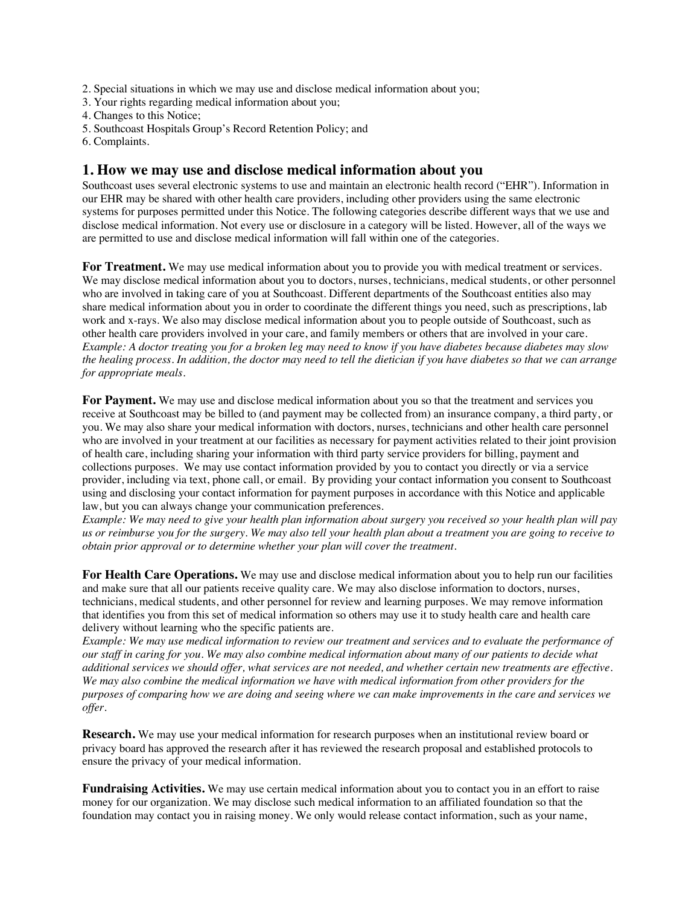2. Special situations in which we may use and disclose medical information about you;
3. Your rights regarding medical information about you;
4. Changes to this Notice;
5. Southcoast Hospitals Group's Record Retention Policy; and
6. Complaints.

## 1. How we may use and disclose medical information about you

Southcoast uses several electronic systems to use and maintain an electronic health record ("EHR"). Information in our EHR may be shared with other health care providers, including other providers using the same electronic systems for purposes permitted under this Notice. The following categories describe different ways that we use and disclose medical information. Not every use or disclosure in a category will be listed. However, all of the ways we are permitted to use and disclose medical information will fall within one of the categories.

**For Treatment.** We may use medical information about you to provide you with medical treatment or services. We may disclose medical information about you to doctors, nurses, technicians, medical students, or other personnel who are involved in taking care of you at Southcoast. Different departments of the Southcoast entities also may share medical information about you in order to coordinate the different things you need, such as prescriptions, lab work and x-rays. We also may disclose medical information about you to people outside of Southcoast, such as other health care providers involved in your care, and family members or others that are involved in your care.
*Example: A doctor treating you for a broken leg may need to know if you have diabetes because diabetes may slow the healing process. In addition, the doctor may need to tell the dietician if you have diabetes so that we can arrange for appropriate meals.*

**For Payment.** We may use and disclose medical information about you so that the treatment and services you receive at Southcoast may be billed to (and payment may be collected from) an insurance company, a third party, or you. We may also share your medical information with doctors, nurses, technicians and other health care personnel who are involved in your treatment at our facilities as necessary for payment activities related to their joint provision of health care, including sharing your information with third party service providers for billing, payment and collections purposes. We may use contact information provided by you to contact you directly or via a service provider, including via text, phone call, or email. By providing your contact information you consent to Southcoast using and disclosing your contact information for payment purposes in accordance with this Notice and applicable law, but you can always change your communication preferences.
*Example: We may need to give your health plan information about surgery you received so your health plan will pay us or reimburse you for the surgery. We may also tell your health plan about a treatment you are going to receive to obtain prior approval or to determine whether your plan will cover the treatment.*

**For Health Care Operations.** We may use and disclose medical information about you to help run our facilities and make sure that all our patients receive quality care. We may also disclose information to doctors, nurses, technicians, medical students, and other personnel for review and learning purposes. We may remove information that identifies you from this set of medical information so others may use it to study health care and health care delivery without learning who the specific patients are.
*Example: We may use medical information to review our treatment and services and to evaluate the performance of our staff in caring for you. We may also combine medical information about many of our patients to decide what additional services we should offer, what services are not needed, and whether certain new treatments are effective. We may also combine the medical information we have with medical information from other providers for the purposes of comparing how we are doing and seeing where we can make improvements in the care and services we offer.*

**Research.** We may use your medical information for research purposes when an institutional review board or privacy board has approved the research after it has reviewed the research proposal and established protocols to ensure the privacy of your medical information.

**Fundraising Activities.** We may use certain medical information about you to contact you in an effort to raise money for our organization. We may disclose such medical information to an affiliated foundation so that the foundation may contact you in raising money. We only would release contact information, such as your name,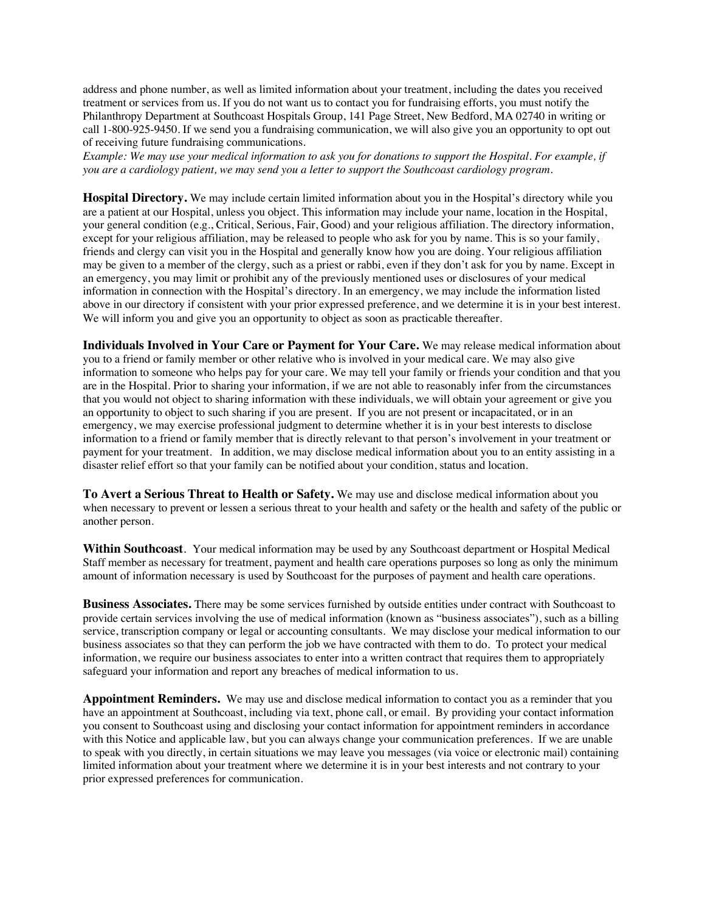address and phone number, as well as limited information about your treatment, including the dates you received treatment or services from us. If you do not want us to contact you for fundraising efforts, you must notify the Philanthropy Department at Southcoast Hospitals Group, 141 Page Street, New Bedford, MA 02740 in writing or call 1-800-925-9450. If we send you a fundraising communication, we will also give you an opportunity to opt out of receiving future fundraising communications.

*Example: We may use your medical information to ask you for donations to support the Hospital. For example, if you are a cardiology patient, we may send you a letter to support the Southcoast cardiology program.*

**Hospital Directory.** We may include certain limited information about you in the Hospital's directory while you are a patient at our Hospital, unless you object. This information may include your name, location in the Hospital, your general condition (e.g., Critical, Serious, Fair, Good) and your religious affiliation. The directory information, except for your religious affiliation, may be released to people who ask for you by name. This is so your family, friends and clergy can visit you in the Hospital and generally know how you are doing. Your religious affiliation may be given to a member of the clergy, such as a priest or rabbi, even if they don't ask for you by name. Except in an emergency, you may limit or prohibit any of the previously mentioned uses or disclosures of your medical information in connection with the Hospital's directory. In an emergency, we may include the information listed above in our directory if consistent with your prior expressed preference, and we determine it is in your best interest. We will inform you and give you an opportunity to object as soon as practicable thereafter.

**Individuals Involved in Your Care or Payment for Your Care.** We may release medical information about you to a friend or family member or other relative who is involved in your medical care. We may also give information to someone who helps pay for your care. We may tell your family or friends your condition and that you are in the Hospital. Prior to sharing your information, if we are not able to reasonably infer from the circumstances that you would not object to sharing information with these individuals, we will obtain your agreement or give you an opportunity to object to such sharing if you are present. If you are not present or incapacitated, or in an emergency, we may exercise professional judgment to determine whether it is in your best interests to disclose information to a friend or family member that is directly relevant to that person's involvement in your treatment or payment for your treatment. In addition, we may disclose medical information about you to an entity assisting in a disaster relief effort so that your family can be notified about your condition, status and location.

**To Avert a Serious Threat to Health or Safety.** We may use and disclose medical information about you when necessary to prevent or lessen a serious threat to your health and safety or the health and safety of the public or another person.

**Within Southcoast**. Your medical information may be used by any Southcoast department or Hospital Medical Staff member as necessary for treatment, payment and health care operations purposes so long as only the minimum amount of information necessary is used by Southcoast for the purposes of payment and health care operations.

**Business Associates.** There may be some services furnished by outside entities under contract with Southcoast to provide certain services involving the use of medical information (known as "business associates"), such as a billing service, transcription company or legal or accounting consultants. We may disclose your medical information to our business associates so that they can perform the job we have contracted with them to do. To protect your medical information, we require our business associates to enter into a written contract that requires them to appropriately safeguard your information and report any breaches of medical information to us.

**Appointment Reminders.** We may use and disclose medical information to contact you as a reminder that you have an appointment at Southcoast, including via text, phone call, or email. By providing your contact information you consent to Southcoast using and disclosing your contact information for appointment reminders in accordance with this Notice and applicable law, but you can always change your communication preferences. If we are unable to speak with you directly, in certain situations we may leave you messages (via voice or electronic mail) containing limited information about your treatment where we determine it is in your best interests and not contrary to your prior expressed preferences for communication.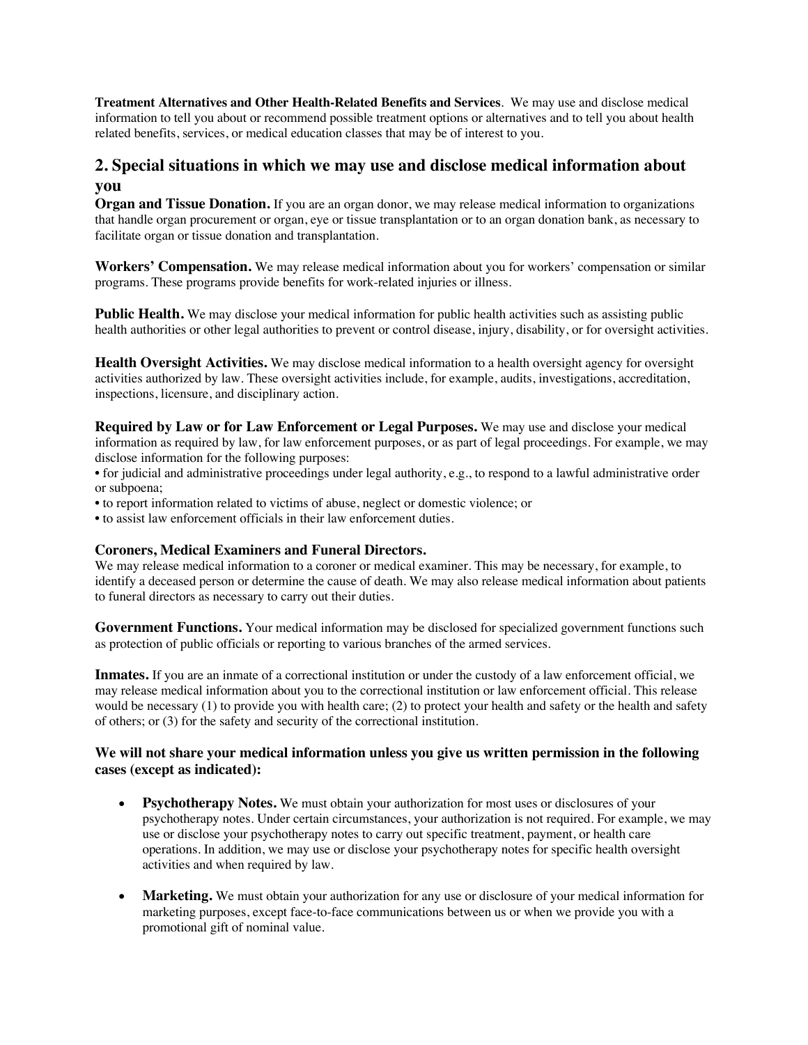**Treatment Alternatives and Other Health-Related Benefits and Services**. We may use and disclose medical information to tell you about or recommend possible treatment options or alternatives and to tell you about health related benefits, services, or medical education classes that may be of interest to you.

## 2. Special situations in which we may use and disclose medical information about you

**Organ and Tissue Donation.** If you are an organ donor, we may release medical information to organizations that handle organ procurement or organ, eye or tissue transplantation or to an organ donation bank, as necessary to facilitate organ or tissue donation and transplantation.

**Workers' Compensation.** We may release medical information about you for workers' compensation or similar programs. These programs provide benefits for work-related injuries or illness.

**Public Health.** We may disclose your medical information for public health activities such as assisting public health authorities or other legal authorities to prevent or control disease, injury, disability, or for oversight activities.

**Health Oversight Activities.** We may disclose medical information to a health oversight agency for oversight activities authorized by law. These oversight activities include, for example, audits, investigations, accreditation, inspections, licensure, and disciplinary action.

**Required by Law or for Law Enforcement or Legal Purposes.** We may use and disclose your medical information as required by law, for law enforcement purposes, or as part of legal proceedings. For example, we may disclose information for the following purposes:

- for judicial and administrative proceedings under legal authority, e.g., to respond to a lawful administrative order or subpoena;
- to report information related to victims of abuse, neglect or domestic violence; or
- to assist law enforcement officials in their law enforcement duties.

**Coroners, Medical Examiners and Funeral Directors.**
We may release medical information to a coroner or medical examiner. This may be necessary, for example, to identify a deceased person or determine the cause of death. We may also release medical information about patients to funeral directors as necessary to carry out their duties.

**Government Functions.** Your medical information may be disclosed for specialized government functions such as protection of public officials or reporting to various branches of the armed services.

**Inmates.** If you are an inmate of a correctional institution or under the custody of a law enforcement official, we may release medical information about you to the correctional institution or law enforcement official. This release would be necessary (1) to provide you with health care; (2) to protect your health and safety or the health and safety of others; or (3) for the safety and security of the correctional institution.

**We will not share your medical information unless you give us written permission in the following cases (except as indicated):**

- **Psychotherapy Notes.** We must obtain your authorization for most uses or disclosures of your psychotherapy notes. Under certain circumstances, your authorization is not required. For example, we may use or disclose your psychotherapy notes to carry out specific treatment, payment, or health care operations. In addition, we may use or disclose your psychotherapy notes for specific health oversight activities and when required by law.

- **Marketing.** We must obtain your authorization for any use or disclosure of your medical information for marketing purposes, except face-to-face communications between us or when we provide you with a promotional gift of nominal value.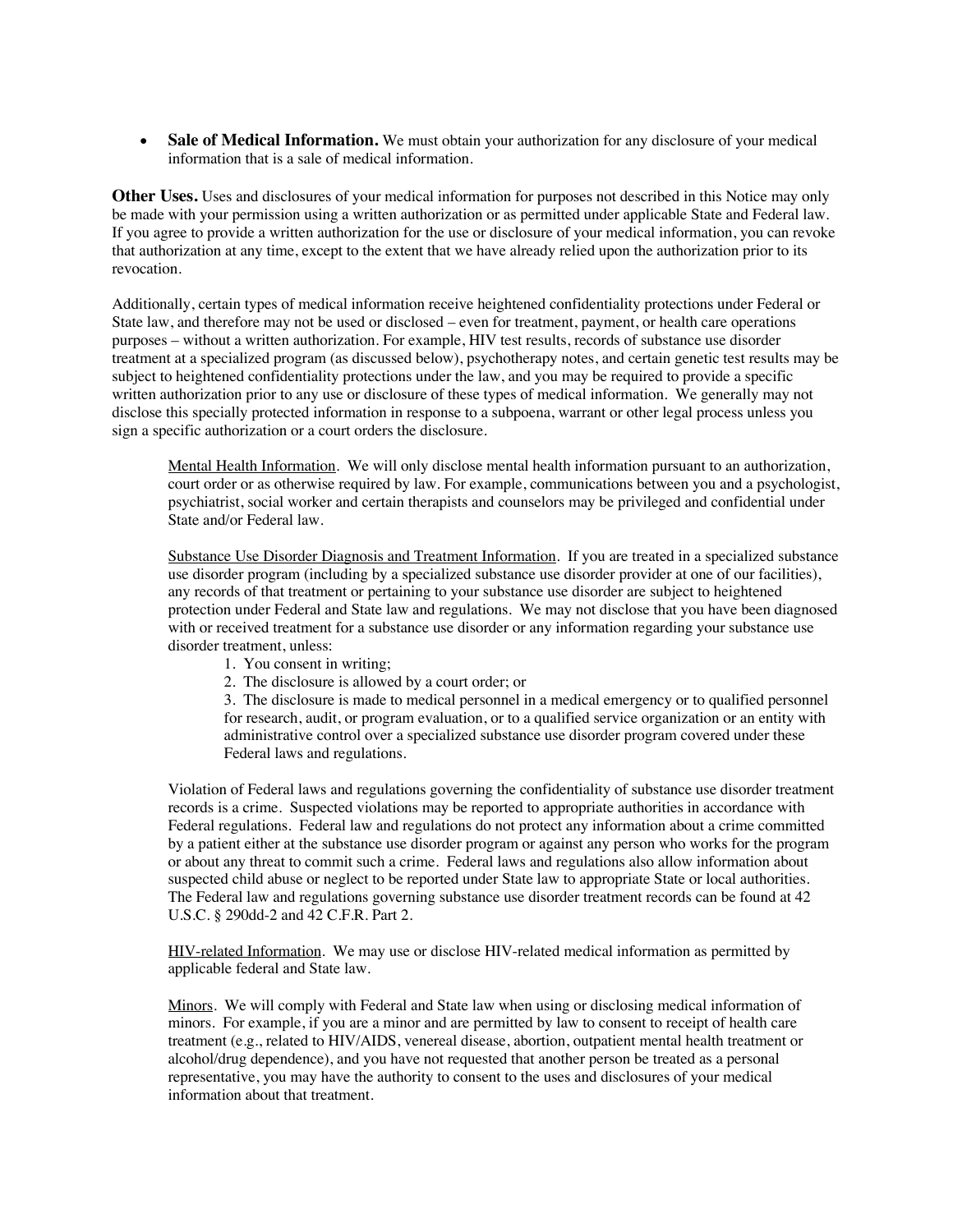- **Sale of Medical Information.** We must obtain your authorization for any disclosure of your medical information that is a sale of medical information.

**Other Uses.** Uses and disclosures of your medical information for purposes not described in this Notice may only be made with your permission using a written authorization or as permitted under applicable State and Federal law. If you agree to provide a written authorization for the use or disclosure of your medical information, you can revoke that authorization at any time, except to the extent that we have already relied upon the authorization prior to its revocation.

Additionally, certain types of medical information receive heightened confidentiality protections under Federal or State law, and therefore may not be used or disclosed – even for treatment, payment, or health care operations purposes – without a written authorization. For example, HIV test results, records of substance use disorder treatment at a specialized program (as discussed below), psychotherapy notes, and certain genetic test results may be subject to heightened confidentiality protections under the law, and you may be required to provide a specific written authorization prior to any use or disclosure of these types of medical information. We generally may not disclose this specially protected information in response to a subpoena, warrant or other legal process unless you sign a specific authorization or a court orders the disclosure.

Mental Health Information. We will only disclose mental health information pursuant to an authorization, court order or as otherwise required by law. For example, communications between you and a psychologist, psychiatrist, social worker and certain therapists and counselors may be privileged and confidential under State and/or Federal law.

Substance Use Disorder Diagnosis and Treatment Information. If you are treated in a specialized substance use disorder program (including by a specialized substance use disorder provider at one of our facilities), any records of that treatment or pertaining to your substance use disorder are subject to heightened protection under Federal and State law and regulations. We may not disclose that you have been diagnosed with or received treatment for a substance use disorder or any information regarding your substance use disorder treatment, unless:

1. You consent in writing;
2. The disclosure is allowed by a court order; or
3. The disclosure is made to medical personnel in a medical emergency or to qualified personnel for research, audit, or program evaluation, or to a qualified service organization or an entity with administrative control over a specialized substance use disorder program covered under these Federal laws and regulations.

Violation of Federal laws and regulations governing the confidentiality of substance use disorder treatment records is a crime. Suspected violations may be reported to appropriate authorities in accordance with Federal regulations. Federal law and regulations do not protect any information about a crime committed by a patient either at the substance use disorder program or against any person who works for the program or about any threat to commit such a crime. Federal laws and regulations also allow information about suspected child abuse or neglect to be reported under State law to appropriate State or local authorities. The Federal law and regulations governing substance use disorder treatment records can be found at 42 U.S.C. § 290dd-2 and 42 C.F.R. Part 2.

HIV-related Information. We may use or disclose HIV-related medical information as permitted by applicable federal and State law.

Minors. We will comply with Federal and State law when using or disclosing medical information of minors. For example, if you are a minor and are permitted by law to consent to receipt of health care treatment (e.g., related to HIV/AIDS, venereal disease, abortion, outpatient mental health treatment or alcohol/drug dependence), and you have not requested that another person be treated as a personal representative, you may have the authority to consent to the uses and disclosures of your medical information about that treatment.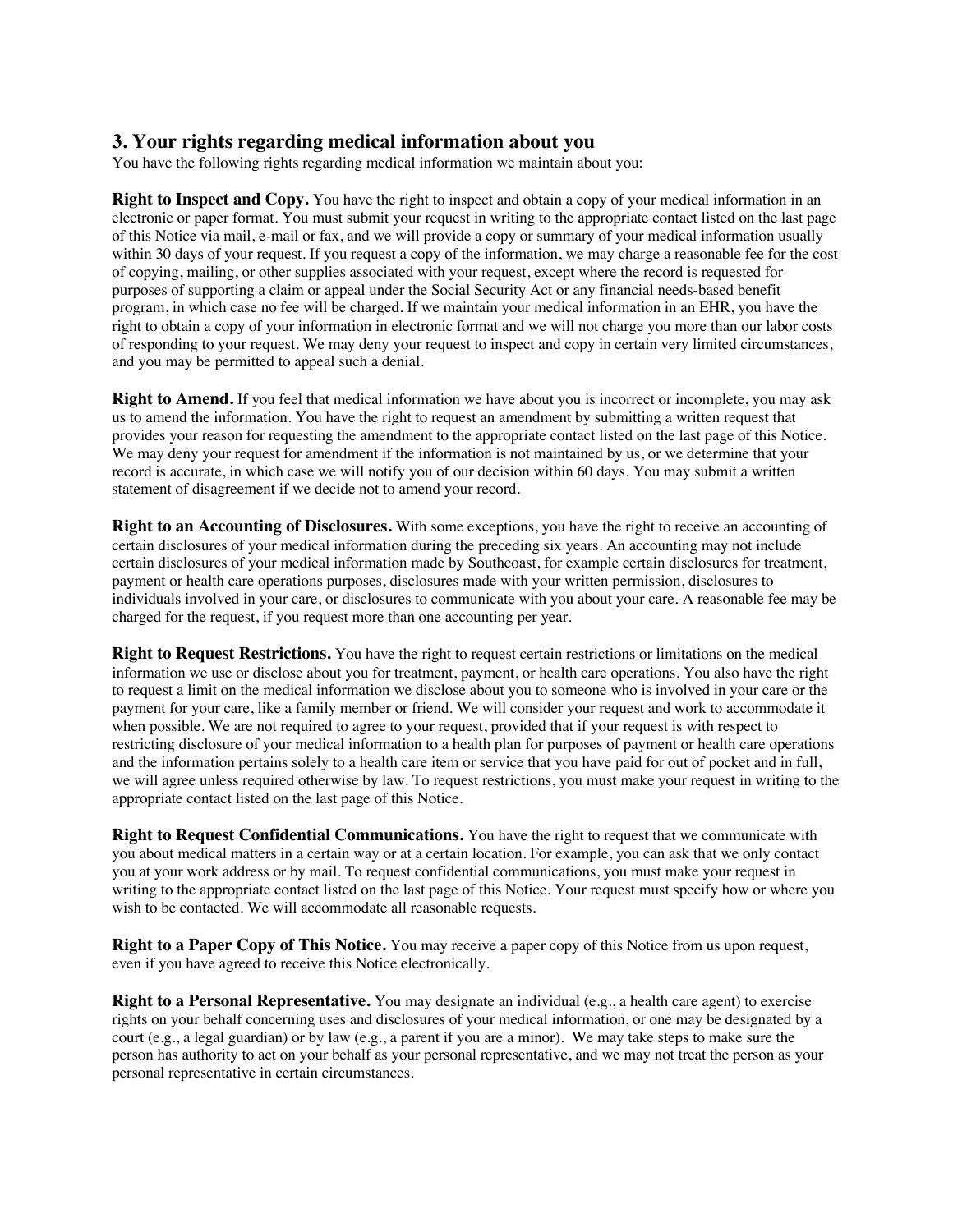## 3. Your rights regarding medical information about you

You have the following rights regarding medical information we maintain about you:

**Right to Inspect and Copy.** You have the right to inspect and obtain a copy of your medical information in an electronic or paper format. You must submit your request in writing to the appropriate contact listed on the last page of this Notice via mail, e-mail or fax, and we will provide a copy or summary of your medical information usually within 30 days of your request. If you request a copy of the information, we may charge a reasonable fee for the cost of copying, mailing, or other supplies associated with your request, except where the record is requested for purposes of supporting a claim or appeal under the Social Security Act or any financial needs-based benefit program, in which case no fee will be charged. If we maintain your medical information in an EHR, you have the right to obtain a copy of your information in electronic format and we will not charge you more than our labor costs of responding to your request. We may deny your request to inspect and copy in certain very limited circumstances, and you may be permitted to appeal such a denial.

**Right to Amend.** If you feel that medical information we have about you is incorrect or incomplete, you may ask us to amend the information. You have the right to request an amendment by submitting a written request that provides your reason for requesting the amendment to the appropriate contact listed on the last page of this Notice. We may deny your request for amendment if the information is not maintained by us, or we determine that your record is accurate, in which case we will notify you of our decision within 60 days. You may submit a written statement of disagreement if we decide not to amend your record.

**Right to an Accounting of Disclosures.** With some exceptions, you have the right to receive an accounting of certain disclosures of your medical information during the preceding six years. An accounting may not include certain disclosures of your medical information made by Southcoast, for example certain disclosures for treatment, payment or health care operations purposes, disclosures made with your written permission, disclosures to individuals involved in your care, or disclosures to communicate with you about your care. A reasonable fee may be charged for the request, if you request more than one accounting per year.

**Right to Request Restrictions.** You have the right to request certain restrictions or limitations on the medical information we use or disclose about you for treatment, payment, or health care operations. You also have the right to request a limit on the medical information we disclose about you to someone who is involved in your care or the payment for your care, like a family member or friend. We will consider your request and work to accommodate it when possible. We are not required to agree to your request, provided that if your request is with respect to restricting disclosure of your medical information to a health plan for purposes of payment or health care operations and the information pertains solely to a health care item or service that you have paid for out of pocket and in full, we will agree unless required otherwise by law. To request restrictions, you must make your request in writing to the appropriate contact listed on the last page of this Notice.

**Right to Request Confidential Communications.** You have the right to request that we communicate with you about medical matters in a certain way or at a certain location. For example, you can ask that we only contact you at your work address or by mail. To request confidential communications, you must make your request in writing to the appropriate contact listed on the last page of this Notice. Your request must specify how or where you wish to be contacted. We will accommodate all reasonable requests.

**Right to a Paper Copy of This Notice.** You may receive a paper copy of this Notice from us upon request, even if you have agreed to receive this Notice electronically.

**Right to a Personal Representative.** You may designate an individual (e.g., a health care agent) to exercise rights on your behalf concerning uses and disclosures of your medical information, or one may be designated by a court (e.g., a legal guardian) or by law (e.g., a parent if you are a minor). We may take steps to make sure the person has authority to act on your behalf as your personal representative, and we may not treat the person as your personal representative in certain circumstances.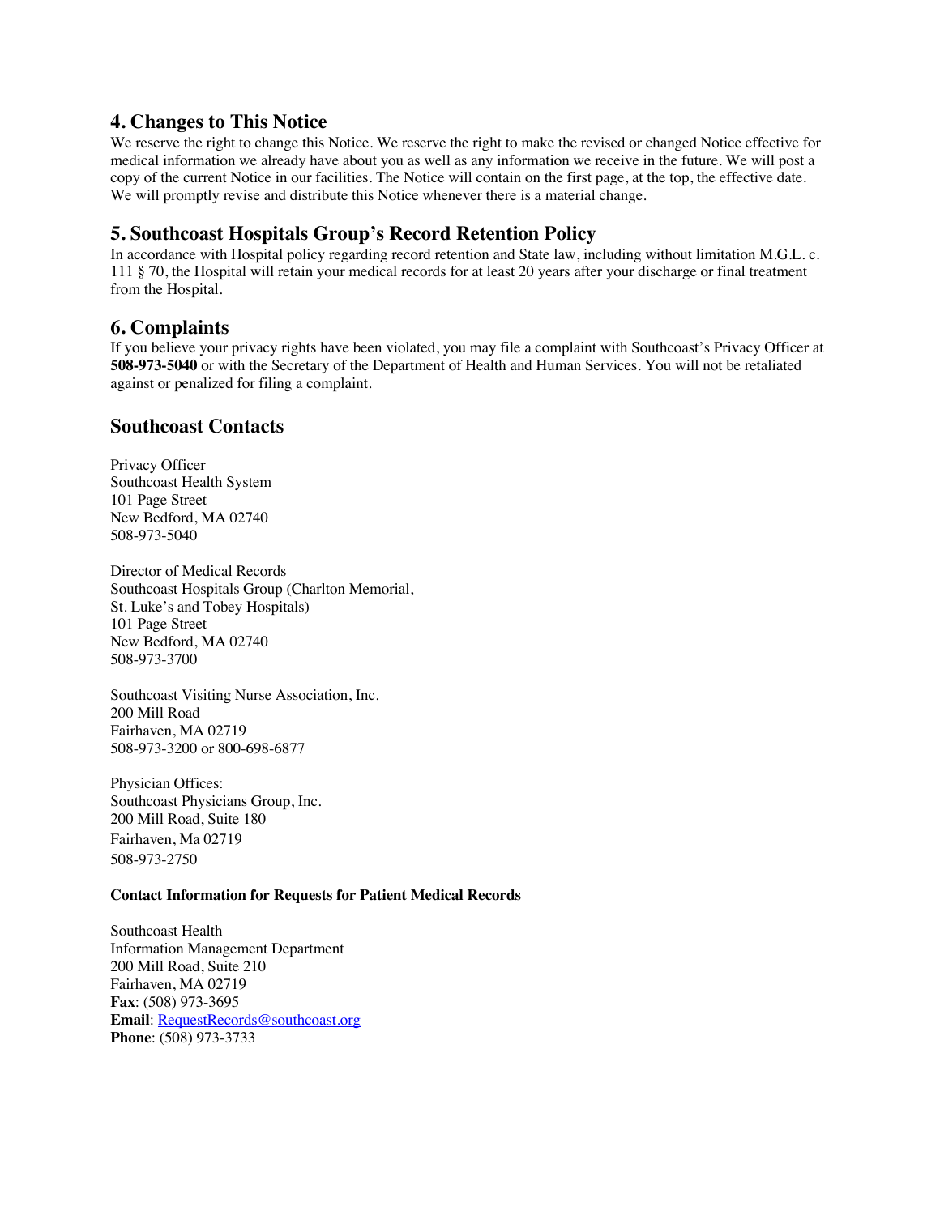## 4. Changes to This Notice

We reserve the right to change this Notice. We reserve the right to make the revised or changed Notice effective for medical information we already have about you as well as any information we receive in the future. We will post a copy of the current Notice in our facilities. The Notice will contain on the first page, at the top, the effective date. We will promptly revise and distribute this Notice whenever there is a material change.

## 5. Southcoast Hospitals Group's Record Retention Policy

In accordance with Hospital policy regarding record retention and State law, including without limitation M.G.L. c. 111 § 70, the Hospital will retain your medical records for at least 20 years after your discharge or final treatment from the Hospital.

## 6. Complaints

If you believe your privacy rights have been violated, you may file a complaint with Southcoast's Privacy Officer at **508-973-5040** or with the Secretary of the Department of Health and Human Services. You will not be retaliated against or penalized for filing a complaint.

## Southcoast Contacts

Privacy Officer
Southcoast Health System
101 Page Street
New Bedford, MA 02740
508-973-5040

Director of Medical Records
Southcoast Hospitals Group (Charlton Memorial,
St. Luke's and Tobey Hospitals)
101 Page Street
New Bedford, MA 02740
508-973-3700

Southcoast Visiting Nurse Association, Inc.
200 Mill Road
Fairhaven, MA 02719
508-973-3200 or 800-698-6877

Physician Offices:
Southcoast Physicians Group, Inc.
200 Mill Road, Suite 180
Fairhaven, Ma 02719
508-973-2750

**Contact Information for Requests for Patient Medical Records**

Southcoast Health
Information Management Department
200 Mill Road, Suite 210
Fairhaven, MA 02719
**Fax**: (508) 973-3695
**Email**: RequestRecords@southcoast.org
**Phone**: (508) 973-3733